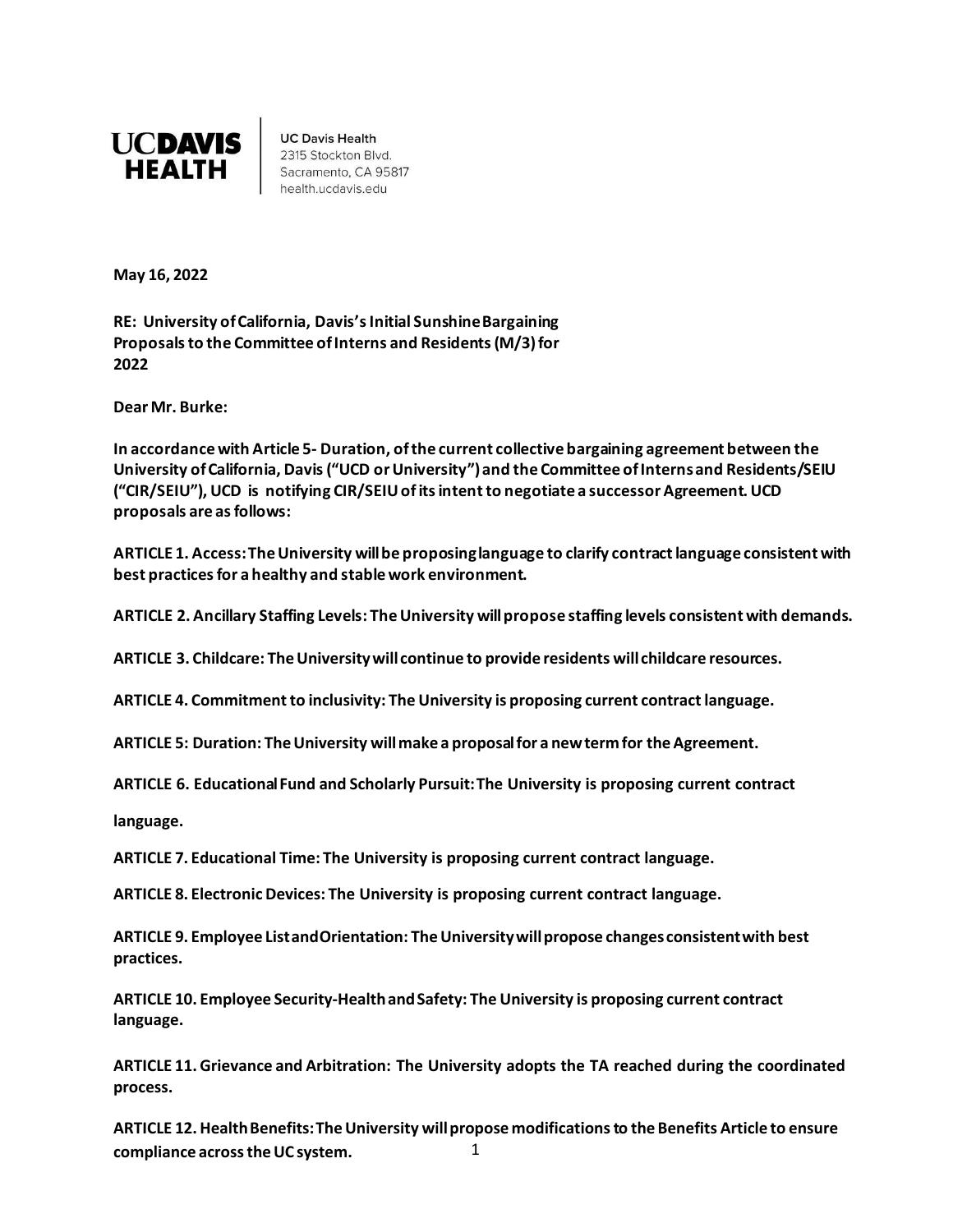**UCDAVIS HEALTH**

UC Davis Health
2315 Stockton Blvd.
Sacramento, CA 95817
health.ucdavis.edu

**May 16, 2022**

**RE: University of California, Davis's Initial Sunshine Bargaining Proposals to the Committee of Interns and Residents (M/3) for 2022**

**Dear Mr. Burke:**

**In accordance with Article 5- Duration, of the current collective bargaining agreement between the University of California, Davis ("UCD or University") and the Committee of Interns and Residents/SEIU ("CIR/SEIU"), UCD is notifying CIR/SEIU of its intent to negotiate a successor Agreement. UCD proposals are as follows:**

**ARTICLE 1. Access: The University will be proposing language to clarify contract language consistent with best practices for a healthy and stable work environment.**

**ARTICLE 2. Ancillary Staffing Levels: The University will propose staffing levels consistent with demands.**

**ARTICLE 3. Childcare: The University will continue to provide residents will childcare resources.**

**ARTICLE 4. Commitment to inclusivity: The University is proposing current contract language.**

**ARTICLE 5: Duration: The University will make a proposal for a new term for the Agreement.**

**ARTICLE 6. Educational Fund and Scholarly Pursuit: The University is proposing current contract language.**

**ARTICLE 7. Educational Time: The University is proposing current contract language.**

**ARTICLE 8. Electronic Devices: The University is proposing current contract language.**

**ARTICLE 9. Employee List and Orientation: The University will propose changes consistent with best practices.**

**ARTICLE 10. Employee Security-Health and Safety: The University is proposing current contract language.**

**ARTICLE 11. Grievance and Arbitration: The University adopts the TA reached during the coordinated process.**

**ARTICLE 12. Health Benefits: The University will propose modifications to the Benefits Article to ensure compliance across the UC system.**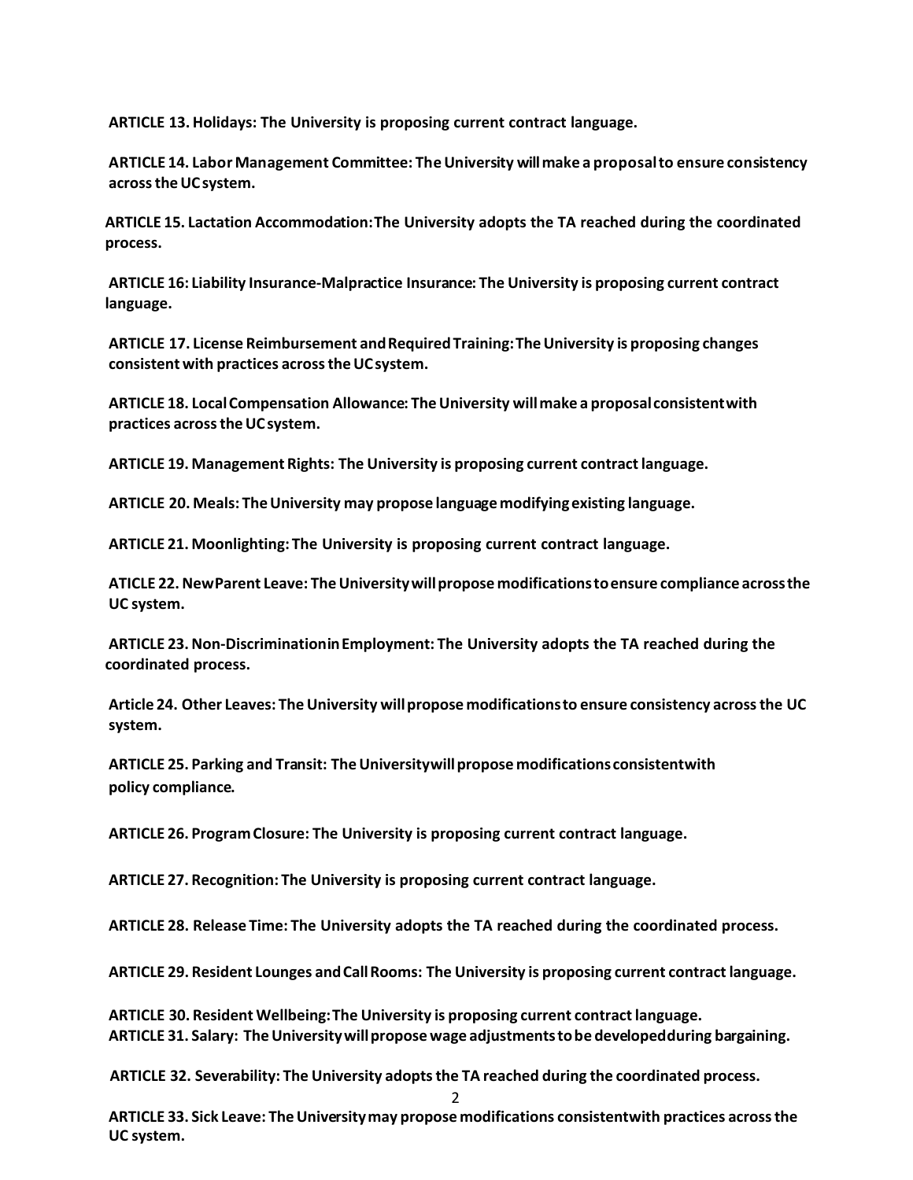**ARTICLE 13. Holidays: The University is proposing current contract language.**

**ARTICLE 14. Labor Management Committee: The University will make a proposal to ensure consistency across the UC system.**

**ARTICLE 15. Lactation Accommodation: The University adopts the TA reached during the coordinated process.**

**ARTICLE 16: Liability Insurance-Malpractice Insurance: The University is proposing current contract language.**

**ARTICLE 17. License Reimbursement and Required Training: The University is proposing changes consistent with practices across the UC system.**

**ARTICLE 18. Local Compensation Allowance: The University will make a proposal consistent with practices across the UC system.**

**ARTICLE 19. Management Rights: The University is proposing current contract language.**

**ARTICLE 20. Meals: The University may propose language modifying existing language.**

**ARTICLE 21. Moonlighting: The University is proposing current contract language.**

**ATICLE 22. New Parent Leave: The University will propose modifications to ensure compliance across the UC system.**

**ARTICLE 23. Non-Discrimination in Employment: The University adopts the TA reached during the coordinated process.**

**Article 24. Other Leaves: The University will propose modifications to ensure consistency across the UC system.**

**ARTICLE 25. Parking and Transit: The University will propose modifications consistent with policy compliance.**

**ARTICLE 26. Program Closure: The University is proposing current contract language.**

**ARTICLE 27. Recognition: The University is proposing current contract language.**

**ARTICLE 28. Release Time: The University adopts the TA reached during the coordinated process.**

**ARTICLE 29. Resident Lounges and Call Rooms: The University is proposing current contract language.**

**ARTICLE 30. Resident Wellbeing: The University is proposing current contract language.**

**ARTICLE 31. Salary: The University will propose wage adjustments to be developed during bargaining.**

**ARTICLE 32. Severability: The University adopts the TA reached during the coordinated process.**

**ARTICLE 33. Sick Leave: The University may propose modifications consistent with practices across the UC system.**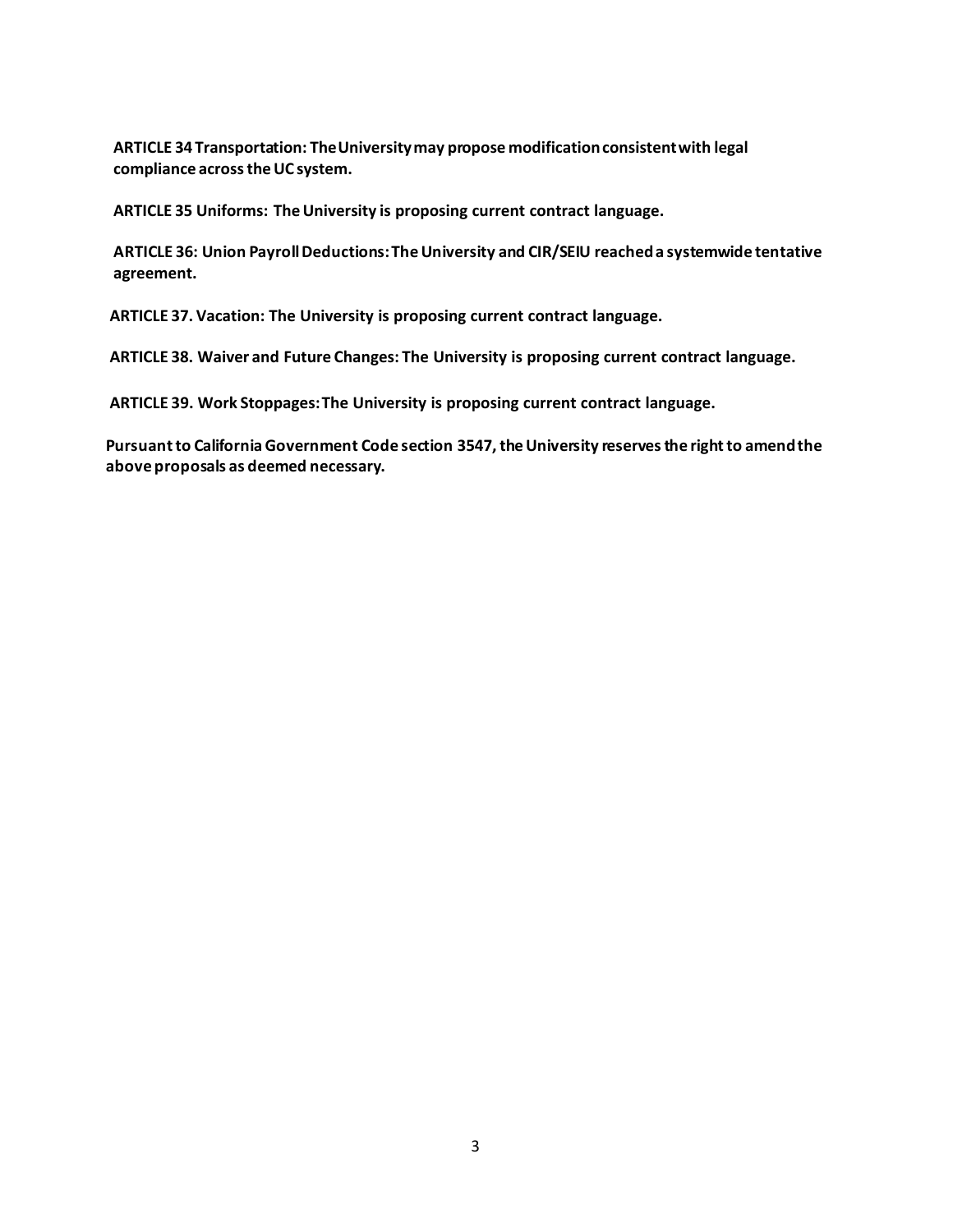**ARTICLE 34 Transportation: The University may propose modification consistent with legal compliance across the UC system.**

**ARTICLE 35 Uniforms: The University is proposing current contract language.**

**ARTICLE 36: Union Payroll Deductions: The University and CIR/SEIU reached a systemwide tentative agreement.**

**ARTICLE 37. Vacation: The University is proposing current contract language.**

**ARTICLE 38. Waiver and Future Changes: The University is proposing current contract language.**

**ARTICLE 39. Work Stoppages: The University is proposing current contract language.**

**Pursuant to California Government Code section 3547, the University reserves the right to amend the above proposals as deemed necessary.**